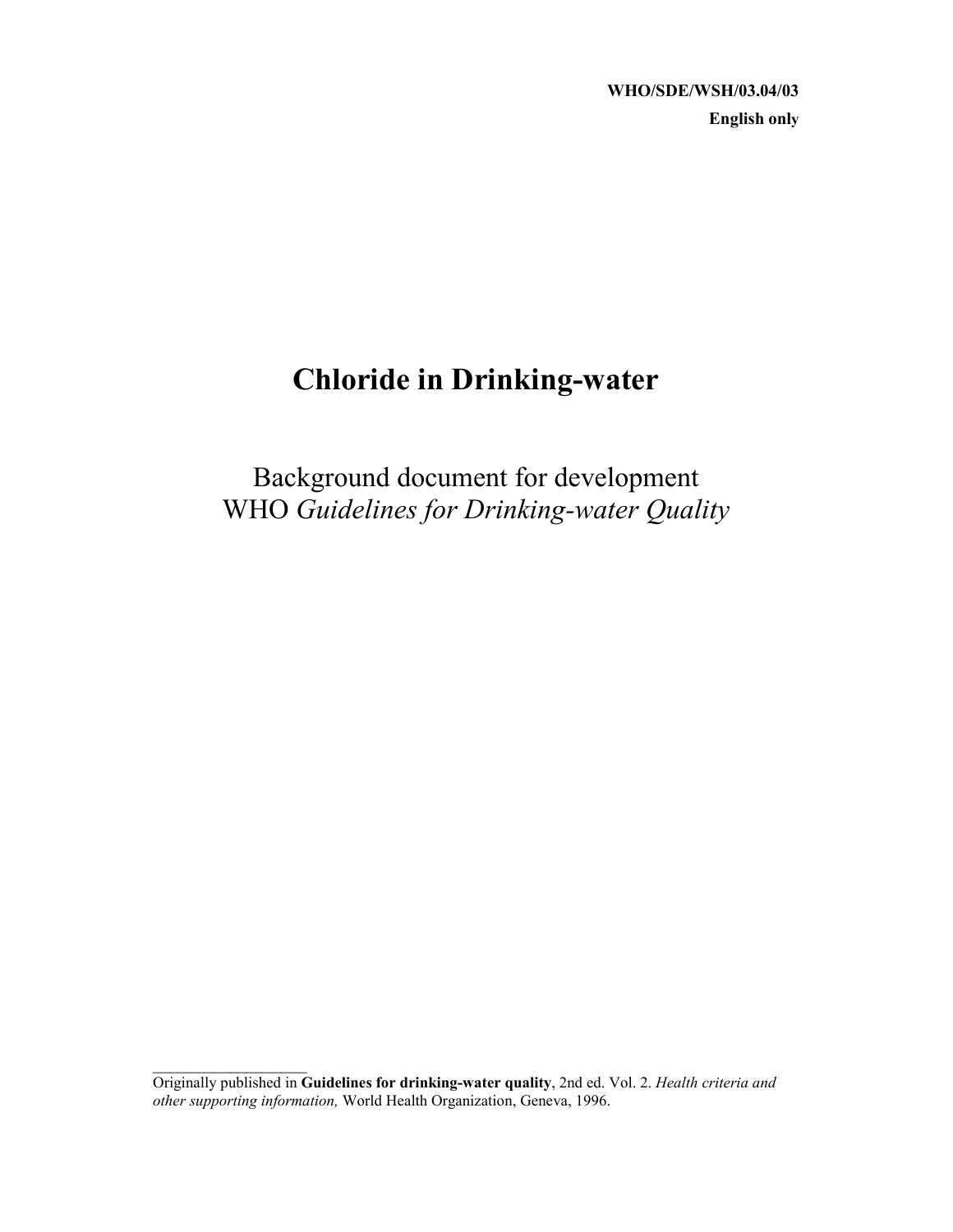WHO/SDE/WSH/03.04/03

English only

# Chloride in Drinking-water

Background document for development
WHO *Guidelines for Drinking-water Quality*

---

Originally published in **Guidelines for drinking-water quality**, 2nd ed. Vol. 2. *Health criteria and other supporting information,* World Health Organization, Geneva, 1996.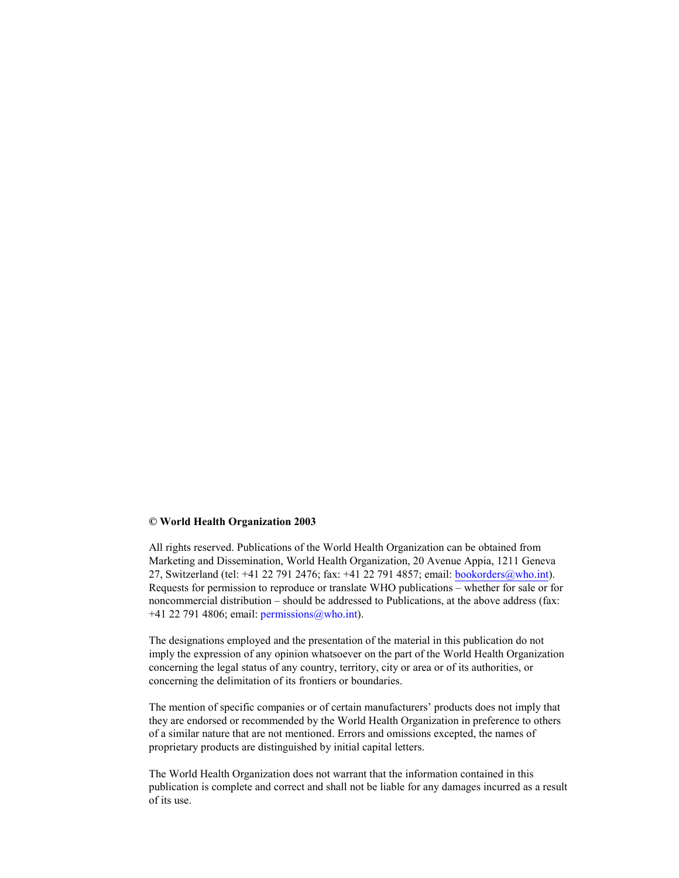**© World Health Organization 2003**

All rights reserved. Publications of the World Health Organization can be obtained from Marketing and Dissemination, World Health Organization, 20 Avenue Appia, 1211 Geneva 27, Switzerland (tel: +41 22 791 2476; fax: +41 22 791 4857; email: bookorders@who.int). Requests for permission to reproduce or translate WHO publications – whether for sale or for noncommercial distribution – should be addressed to Publications, at the above address (fax: +41 22 791 4806; email: permissions@who.int).

The designations employed and the presentation of the material in this publication do not imply the expression of any opinion whatsoever on the part of the World Health Organization concerning the legal status of any country, territory, city or area or of its authorities, or concerning the delimitation of its frontiers or boundaries.

The mention of specific companies or of certain manufacturers' products does not imply that they are endorsed or recommended by the World Health Organization in preference to others of a similar nature that are not mentioned. Errors and omissions excepted, the names of proprietary products are distinguished by initial capital letters.

The World Health Organization does not warrant that the information contained in this publication is complete and correct and shall not be liable for any damages incurred as a result of its use.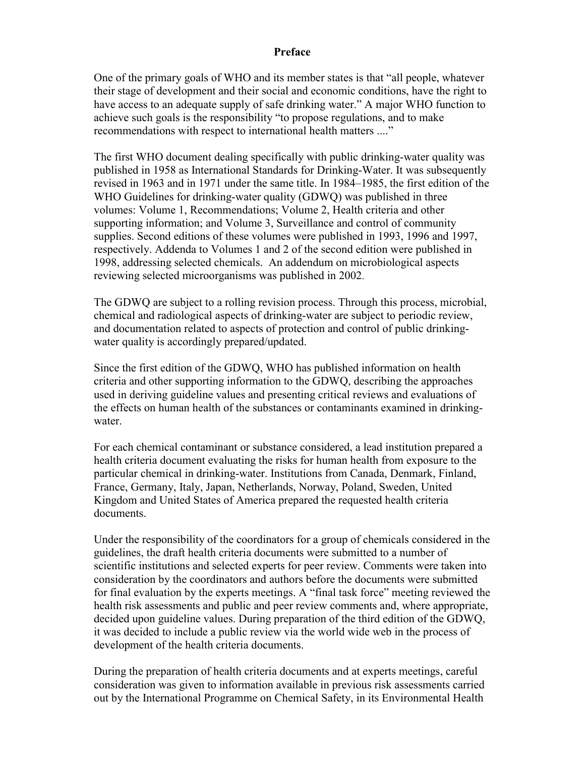# Preface

One of the primary goals of WHO and its member states is that "all people, whatever their stage of development and their social and economic conditions, have the right to have access to an adequate supply of safe drinking water." A major WHO function to achieve such goals is the responsibility "to propose regulations, and to make recommendations with respect to international health matters ...."

The first WHO document dealing specifically with public drinking-water quality was published in 1958 as International Standards for Drinking-Water. It was subsequently revised in 1963 and in 1971 under the same title. In 1984–1985, the first edition of the WHO Guidelines for drinking-water quality (GDWQ) was published in three volumes: Volume 1, Recommendations; Volume 2, Health criteria and other supporting information; and Volume 3, Surveillance and control of community supplies. Second editions of these volumes were published in 1993, 1996 and 1997, respectively. Addenda to Volumes 1 and 2 of the second edition were published in 1998, addressing selected chemicals. An addendum on microbiological aspects reviewing selected microorganisms was published in 2002.

The GDWQ are subject to a rolling revision process. Through this process, microbial, chemical and radiological aspects of drinking-water are subject to periodic review, and documentation related to aspects of protection and control of public drinking-water quality is accordingly prepared/updated.

Since the first edition of the GDWQ, WHO has published information on health criteria and other supporting information to the GDWQ, describing the approaches used in deriving guideline values and presenting critical reviews and evaluations of the effects on human health of the substances or contaminants examined in drinking-water.

For each chemical contaminant or substance considered, a lead institution prepared a health criteria document evaluating the risks for human health from exposure to the particular chemical in drinking-water. Institutions from Canada, Denmark, Finland, France, Germany, Italy, Japan, Netherlands, Norway, Poland, Sweden, United Kingdom and United States of America prepared the requested health criteria documents.

Under the responsibility of the coordinators for a group of chemicals considered in the guidelines, the draft health criteria documents were submitted to a number of scientific institutions and selected experts for peer review. Comments were taken into consideration by the coordinators and authors before the documents were submitted for final evaluation by the experts meetings. A "final task force" meeting reviewed the health risk assessments and public and peer review comments and, where appropriate, decided upon guideline values. During preparation of the third edition of the GDWQ, it was decided to include a public review via the world wide web in the process of development of the health criteria documents.

During the preparation of health criteria documents and at experts meetings, careful consideration was given to information available in previous risk assessments carried out by the International Programme on Chemical Safety, in its Environmental Health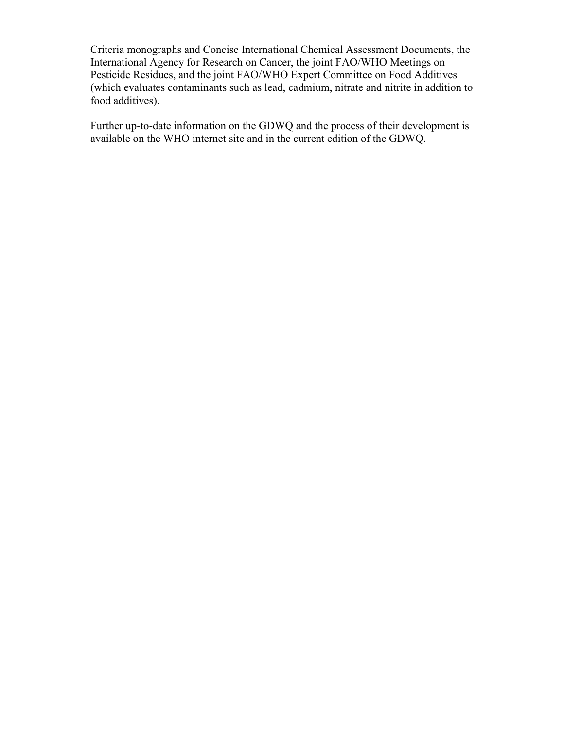Criteria monographs and Concise International Chemical Assessment Documents, the International Agency for Research on Cancer, the joint FAO/WHO Meetings on Pesticide Residues, and the joint FAO/WHO Expert Committee on Food Additives (which evaluates contaminants such as lead, cadmium, nitrate and nitrite in addition to food additives).

Further up-to-date information on the GDWQ and the process of their development is available on the WHO internet site and in the current edition of the GDWQ.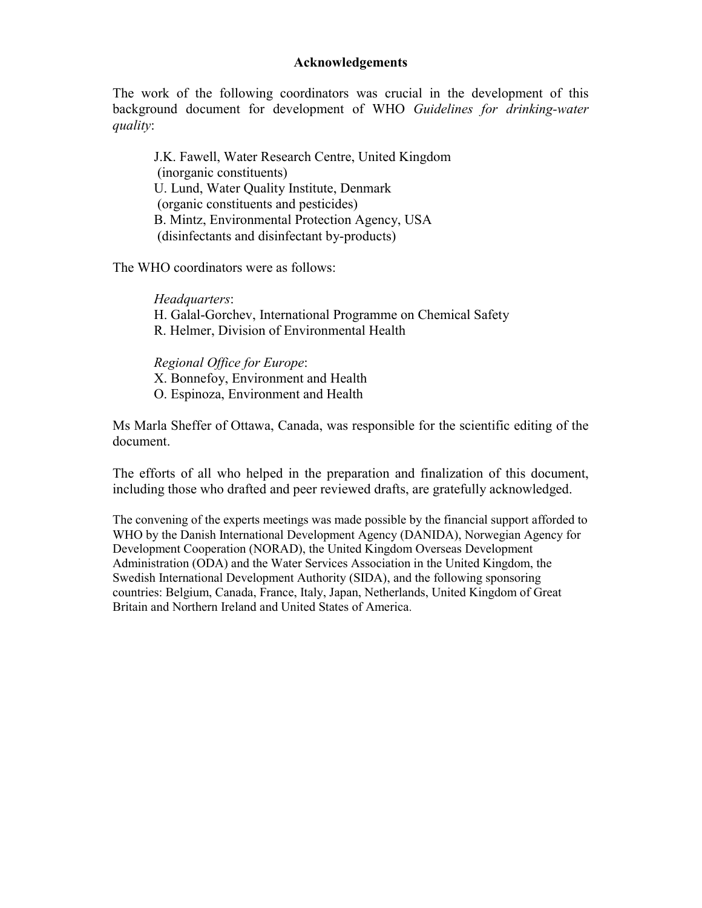## Acknowledgements

The work of the following coordinators was crucial in the development of this background document for development of WHO *Guidelines for drinking-water quality*:

J.K. Fawell, Water Research Centre, United Kingdom
(inorganic constituents)
U. Lund, Water Quality Institute, Denmark
(organic constituents and pesticides)
B. Mintz, Environmental Protection Agency, USA
(disinfectants and disinfectant by-products)

The WHO coordinators were as follows:

*Headquarters*:
H. Galal-Gorchev, International Programme on Chemical Safety
R. Helmer, Division of Environmental Health

*Regional Office for Europe*:
X. Bonnefoy, Environment and Health
O. Espinoza, Environment and Health

Ms Marla Sheffer of Ottawa, Canada, was responsible for the scientific editing of the document.

The efforts of all who helped in the preparation and finalization of this document, including those who drafted and peer reviewed drafts, are gratefully acknowledged.

The convening of the experts meetings was made possible by the financial support afforded to WHO by the Danish International Development Agency (DANIDA), Norwegian Agency for Development Cooperation (NORAD), the United Kingdom Overseas Development Administration (ODA) and the Water Services Association in the United Kingdom, the Swedish International Development Authority (SIDA), and the following sponsoring countries: Belgium, Canada, France, Italy, Japan, Netherlands, United Kingdom of Great Britain and Northern Ireland and United States of America.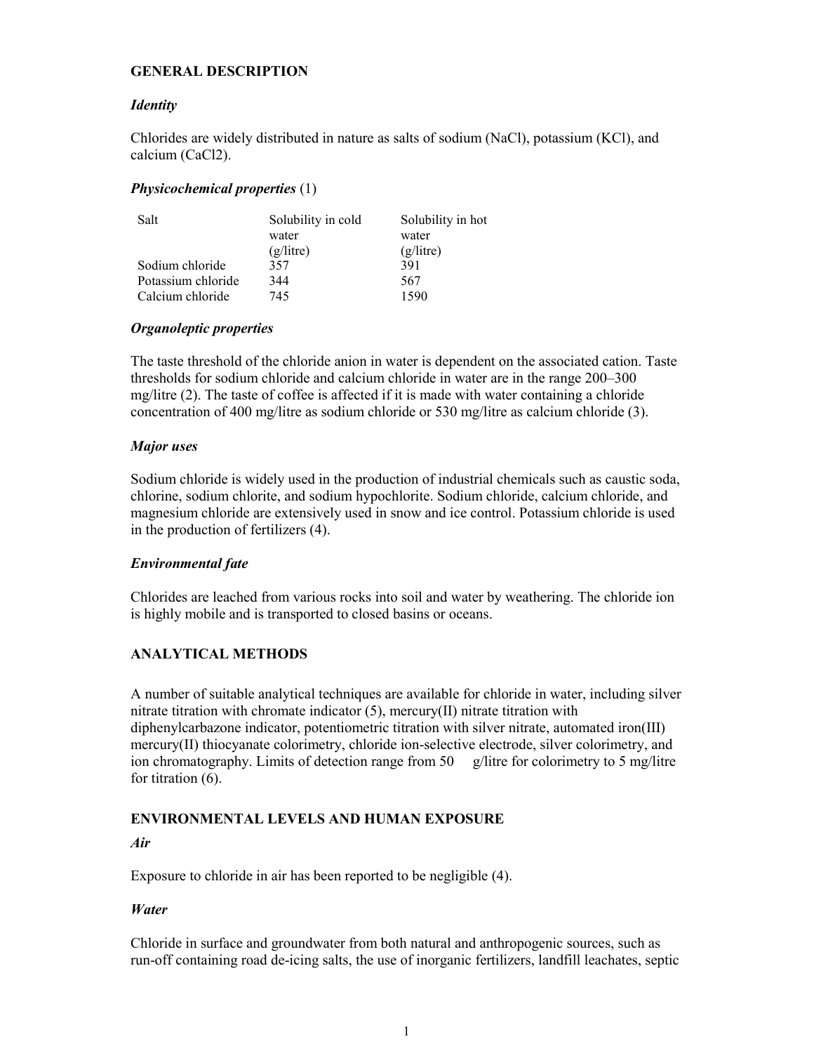## GENERAL DESCRIPTION

### *Identity*

Chlorides are widely distributed in nature as salts of sodium (NaCl), potassium (KCl), and calcium ($CaCl_2$).

### *Physicochemical properties* (1)

| Salt | Solubility in cold water (g/litre) | Solubility in hot water (g/litre) |
|---|---|---|
| Sodium chloride | 357 | 391 |
| Potassium chloride | 344 | 567 |
| Calcium chloride | 745 | 1590 |

### *Organoleptic properties*

The taste threshold of the chloride anion in water is dependent on the associated cation. Taste thresholds for sodium chloride and calcium chloride in water are in the range 200–300 mg/litre (2). The taste of coffee is affected if it is made with water containing a chloride concentration of 400 mg/litre as sodium chloride or 530 mg/litre as calcium chloride (3).

### *Major uses*

Sodium chloride is widely used in the production of industrial chemicals such as caustic soda, chlorine, sodium chlorite, and sodium hypochlorite. Sodium chloride, calcium chloride, and magnesium chloride are extensively used in snow and ice control. Potassium chloride is used in the production of fertilizers (4).

### *Environmental fate*

Chlorides are leached from various rocks into soil and water by weathering. The chloride ion is highly mobile and is transported to closed basins or oceans.

## ANALYTICAL METHODS

A number of suitable analytical techniques are available for chloride in water, including silver nitrate titration with chromate indicator (5), mercury(II) nitrate titration with diphenylcarbazone indicator, potentiometric titration with silver nitrate, automated iron(III) mercury(II) thiocyanate colorimetry, chloride ion-selective electrode, silver colorimetry, and ion chromatography. Limits of detection range from 50 g/litre for colorimetry to 5 mg/litre for titration (6).

## ENVIRONMENTAL LEVELS AND HUMAN EXPOSURE

### *Air*

Exposure to chloride in air has been reported to be negligible (4).

### *Water*

Chloride in surface and groundwater from both natural and anthropogenic sources, such as run-off containing road de-icing salts, the use of inorganic fertilizers, landfill leachates, septic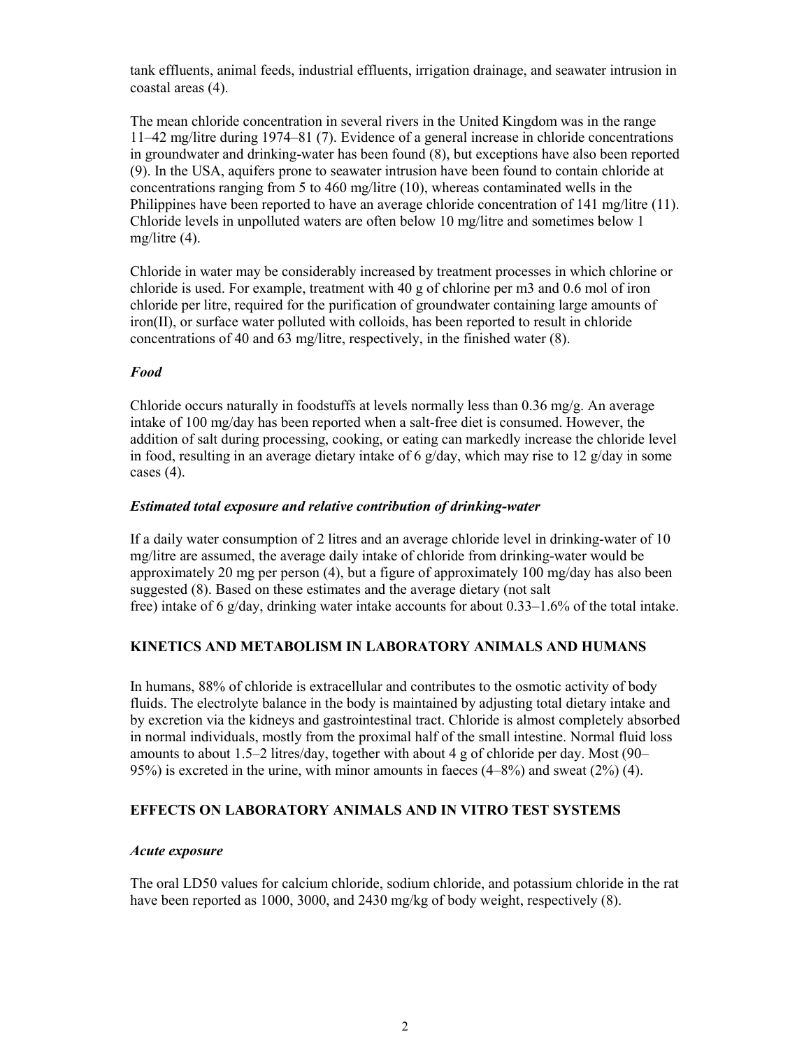tank effluents, animal feeds, industrial effluents, irrigation drainage, and seawater intrusion in coastal areas (4).

The mean chloride concentration in several rivers in the United Kingdom was in the range 11–42 mg/litre during 1974–81 (7). Evidence of a general increase in chloride concentrations in groundwater and drinking-water has been found (8), but exceptions have also been reported (9). In the USA, aquifers prone to seawater intrusion have been found to contain chloride at concentrations ranging from 5 to 460 mg/litre (10), whereas contaminated wells in the Philippines have been reported to have an average chloride concentration of 141 mg/litre (11). Chloride levels in unpolluted waters are often below 10 mg/litre and sometimes below 1 mg/litre (4).

Chloride in water may be considerably increased by treatment processes in which chlorine or chloride is used. For example, treatment with 40 g of chlorine per m3 and 0.6 mol of iron chloride per litre, required for the purification of groundwater containing large amounts of iron(II), or surface water polluted with colloids, has been reported to result in chloride concentrations of 40 and 63 mg/litre, respectively, in the finished water (8).

### *Food*

Chloride occurs naturally in foodstuffs at levels normally less than 0.36 mg/g. An average intake of 100 mg/day has been reported when a salt-free diet is consumed. However, the addition of salt during processing, cooking, or eating can markedly increase the chloride level in food, resulting in an average dietary intake of 6 g/day, which may rise to 12 g/day in some cases (4).

### *Estimated total exposure and relative contribution of drinking-water*

If a daily water consumption of 2 litres and an average chloride level in drinking-water of 10 mg/litre are assumed, the average daily intake of chloride from drinking-water would be approximately 20 mg per person (4), but a figure of approximately 100 mg/day has also been suggested (8). Based on these estimates and the average dietary (not salt free) intake of 6 g/day, drinking water intake accounts for about 0.33–1.6% of the total intake.

## KINETICS AND METABOLISM IN LABORATORY ANIMALS AND HUMANS

In humans, 88% of chloride is extracellular and contributes to the osmotic activity of body fluids. The electrolyte balance in the body is maintained by adjusting total dietary intake and by excretion via the kidneys and gastrointestinal tract. Chloride is almost completely absorbed in normal individuals, mostly from the proximal half of the small intestine. Normal fluid loss amounts to about 1.5–2 litres/day, together with about 4 g of chloride per day. Most (90–95%) is excreted in the urine, with minor amounts in faeces (4–8%) and sweat (2%) (4).

## EFFECTS ON LABORATORY ANIMALS AND IN VITRO TEST SYSTEMS

### *Acute exposure*

The oral $LD_{50}$ values for calcium chloride, sodium chloride, and potassium chloride in the rat have been reported as 1000, 3000, and 2430 mg/kg of body weight, respectively (8).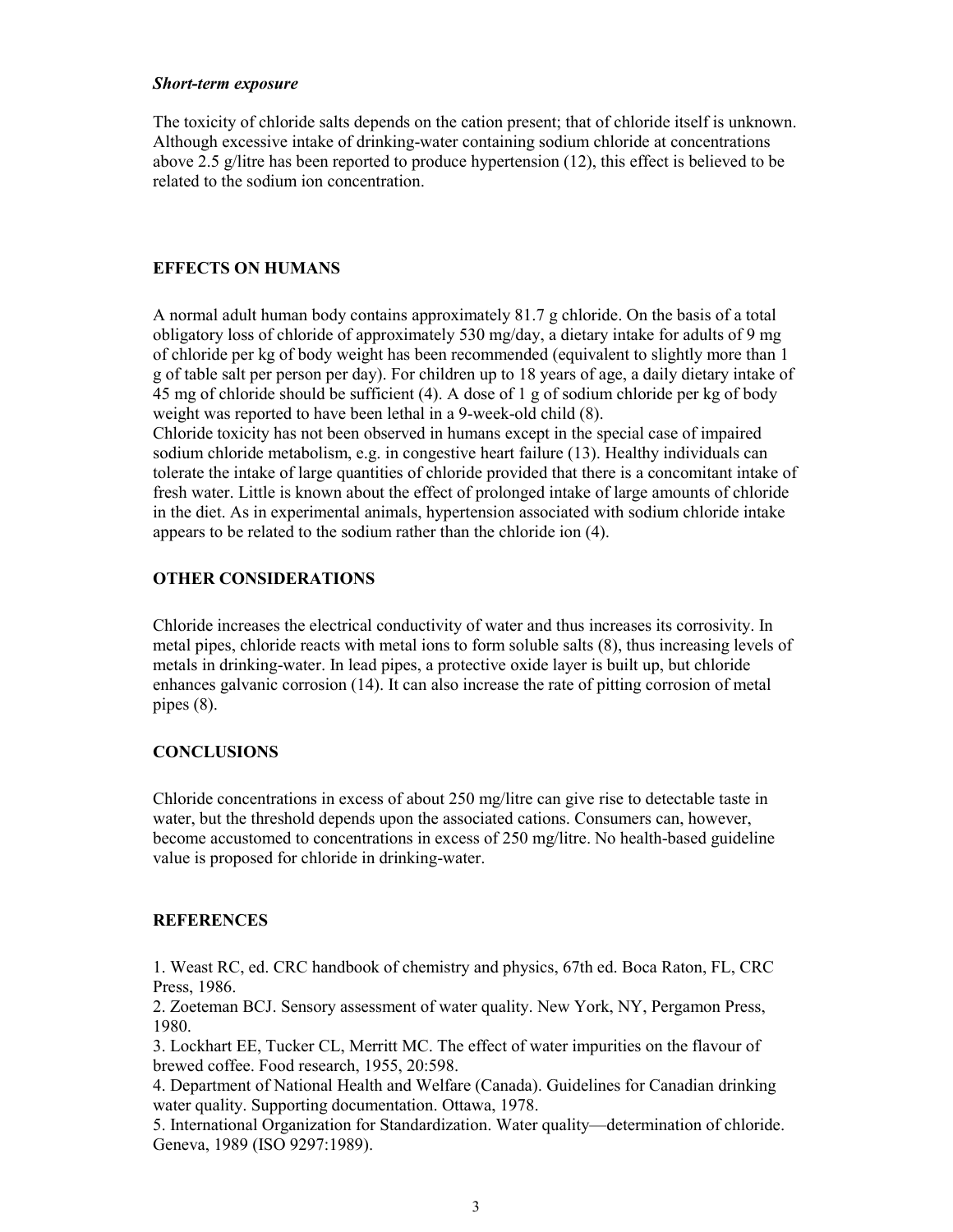*Short-term exposure*

The toxicity of chloride salts depends on the cation present; that of chloride itself is unknown. Although excessive intake of drinking-water containing sodium chloride at concentrations above 2.5 g/litre has been reported to produce hypertension (12), this effect is believed to be related to the sodium ion concentration.

## EFFECTS ON HUMANS

A normal adult human body contains approximately 81.7 g chloride. On the basis of a total obligatory loss of chloride of approximately 530 mg/day, a dietary intake for adults of 9 mg of chloride per kg of body weight has been recommended (equivalent to slightly more than 1 g of table salt per person per day). For children up to 18 years of age, a daily dietary intake of 45 mg of chloride should be sufficient (4). A dose of 1 g of sodium chloride per kg of body weight was reported to have been lethal in a 9-week-old child (8).
Chloride toxicity has not been observed in humans except in the special case of impaired sodium chloride metabolism, e.g. in congestive heart failure (13). Healthy individuals can tolerate the intake of large quantities of chloride provided that there is a concomitant intake of fresh water. Little is known about the effect of prolonged intake of large amounts of chloride in the diet. As in experimental animals, hypertension associated with sodium chloride intake appears to be related to the sodium rather than the chloride ion (4).

## OTHER CONSIDERATIONS

Chloride increases the electrical conductivity of water and thus increases its corrosivity. In metal pipes, chloride reacts with metal ions to form soluble salts (8), thus increasing levels of metals in drinking-water. In lead pipes, a protective oxide layer is built up, but chloride enhances galvanic corrosion (14). It can also increase the rate of pitting corrosion of metal pipes (8).

## CONCLUSIONS

Chloride concentrations in excess of about 250 mg/litre can give rise to detectable taste in water, but the threshold depends upon the associated cations. Consumers can, however, become accustomed to concentrations in excess of 250 mg/litre. No health-based guideline value is proposed for chloride in drinking-water.

## REFERENCES

1. Weast RC, ed. CRC handbook of chemistry and physics, 67th ed. Boca Raton, FL, CRC Press, 1986.
2. Zoeteman BCJ. Sensory assessment of water quality. New York, NY, Pergamon Press, 1980.
3. Lockhart EE, Tucker CL, Merritt MC. The effect of water impurities on the flavour of brewed coffee. Food research, 1955, 20:598.
4. Department of National Health and Welfare (Canada). Guidelines for Canadian drinking water quality. Supporting documentation. Ottawa, 1978.
5. International Organization for Standardization. Water quality—determination of chloride. Geneva, 1989 (ISO 9297:1989).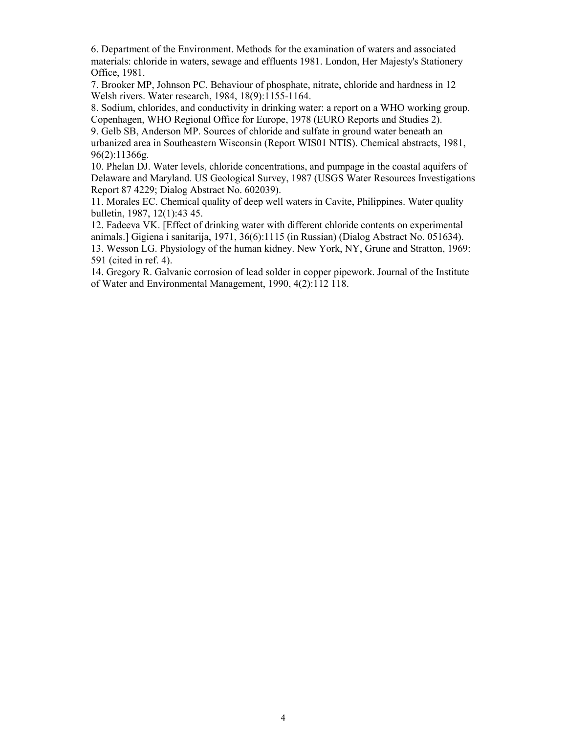6. Department of the Environment. Methods for the examination of waters and associated materials: chloride in waters, sewage and effluents 1981. London, Her Majesty's Stationery Office, 1981.

7. Brooker MP, Johnson PC. Behaviour of phosphate, nitrate, chloride and hardness in 12 Welsh rivers. Water research, 1984, 18(9):1155-1164.

8. Sodium, chlorides, and conductivity in drinking water: a report on a WHO working group. Copenhagen, WHO Regional Office for Europe, 1978 (EURO Reports and Studies 2).

9. Gelb SB, Anderson MP. Sources of chloride and sulfate in ground water beneath an urbanized area in Southeastern Wisconsin (Report WIS01 NTIS). Chemical abstracts, 1981, 96(2):11366g.

10. Phelan DJ. Water levels, chloride concentrations, and pumpage in the coastal aquifers of Delaware and Maryland. US Geological Survey, 1987 (USGS Water Resources Investigations Report 87 4229; Dialog Abstract No. 602039).

11. Morales EC. Chemical quality of deep well waters in Cavite, Philippines. Water quality bulletin, 1987, 12(1):43 45.

12. Fadeeva VK. [Effect of drinking water with different chloride contents on experimental animals.] Gigiena i sanitarija, 1971, 36(6):1115 (in Russian) (Dialog Abstract No. 051634).

13. Wesson LG. Physiology of the human kidney. New York, NY, Grune and Stratton, 1969: 591 (cited in ref. 4).

14. Gregory R. Galvanic corrosion of lead solder in copper pipework. Journal of the Institute of Water and Environmental Management, 1990, 4(2):112 118.